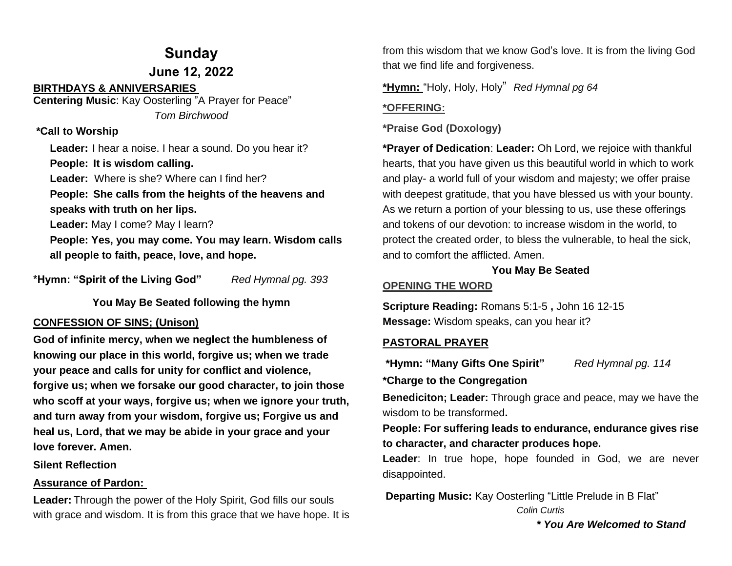# Sunday

## June 12, 2022

**BIRTHDAYS & ANNIVERSARIES**

**Centering Music**: Kay Oosterling "A Prayer for Peace"

*Tom Birchwood*

**\*Call to Worship**

**Leader:** I hear a noise. I hear a sound. Do you hear it?

**People: It is wisdom calling.**

**Leader:** Where is she? Where can I find her?

**People: She calls from the heights of the heavens and speaks with truth on her lips.**

**Leader:** May I come? May I learn?

**People: Yes, you may come. You may learn. Wisdom calls all people to faith, peace, love, and hope.**

**\*Hymn: "Spirit of the Living God"** *Red Hymnal pg. 393*

**You May Be Seated following the hymn**

**CONFESSION OF SINS; (Unison)**

**God of infinite mercy, when we neglect the humbleness of knowing our place in this world, forgive us; when we trade your peace and calls for unity for conflict and violence, forgive us; when we forsake our good character, to join those who scoff at your ways, forgive us; when we ignore your truth, and turn away from your wisdom, forgive us; Forgive us and heal us, Lord, that we may be abide in your grace and your love forever. Amen.**

**Silent Reflection**

**Assurance of Pardon:**

**Leader:** Through the power of the Holy Spirit, God fills our souls with grace and wisdom. It is from this grace that we have hope. It is from this wisdom that we know God's love. It is from the living God that we find life and forgiveness.

**\*Hymn:** "Holy, Holy, Holy" *Red Hymnal pg 64*

**\*OFFERING:**

**\*Praise God (Doxology)**

**\*Prayer of Dedication**: **Leader:** Oh Lord, we rejoice with thankful hearts, that you have given us this beautiful world in which to work and play- a world full of your wisdom and majesty; we offer praise with deepest gratitude, that you have blessed us with your bounty. As we return a portion of your blessing to us, use these offerings and tokens of our devotion: to increase wisdom in the world, to protect the created order, to bless the vulnerable, to heal the sick, and to comfort the afflicted. Amen.

**You May Be Seated**

**OPENING THE WORD**

**Scripture Reading:** Romans 5:1-5 **,** John 16 12-15

**Message:** Wisdom speaks, can you hear it?

**PASTORAL PRAYER**

**\*Hymn: "Many Gifts One Spirit"** *Red Hymnal pg. 114*

**\*Charge to the Congregation**

**Benediciton; Leader:** Through grace and peace, may we have the wisdom to be transformed**.**

**People: For suffering leads to endurance, endurance gives rise to character, and character produces hope.**

**Leader**: In true hope, hope founded in God, we are never disappointed.

**Departing Music:** Kay Oosterling "Little Prelude in B Flat"

*Colin Curtis*

***\* You Are Welcomed to Stand***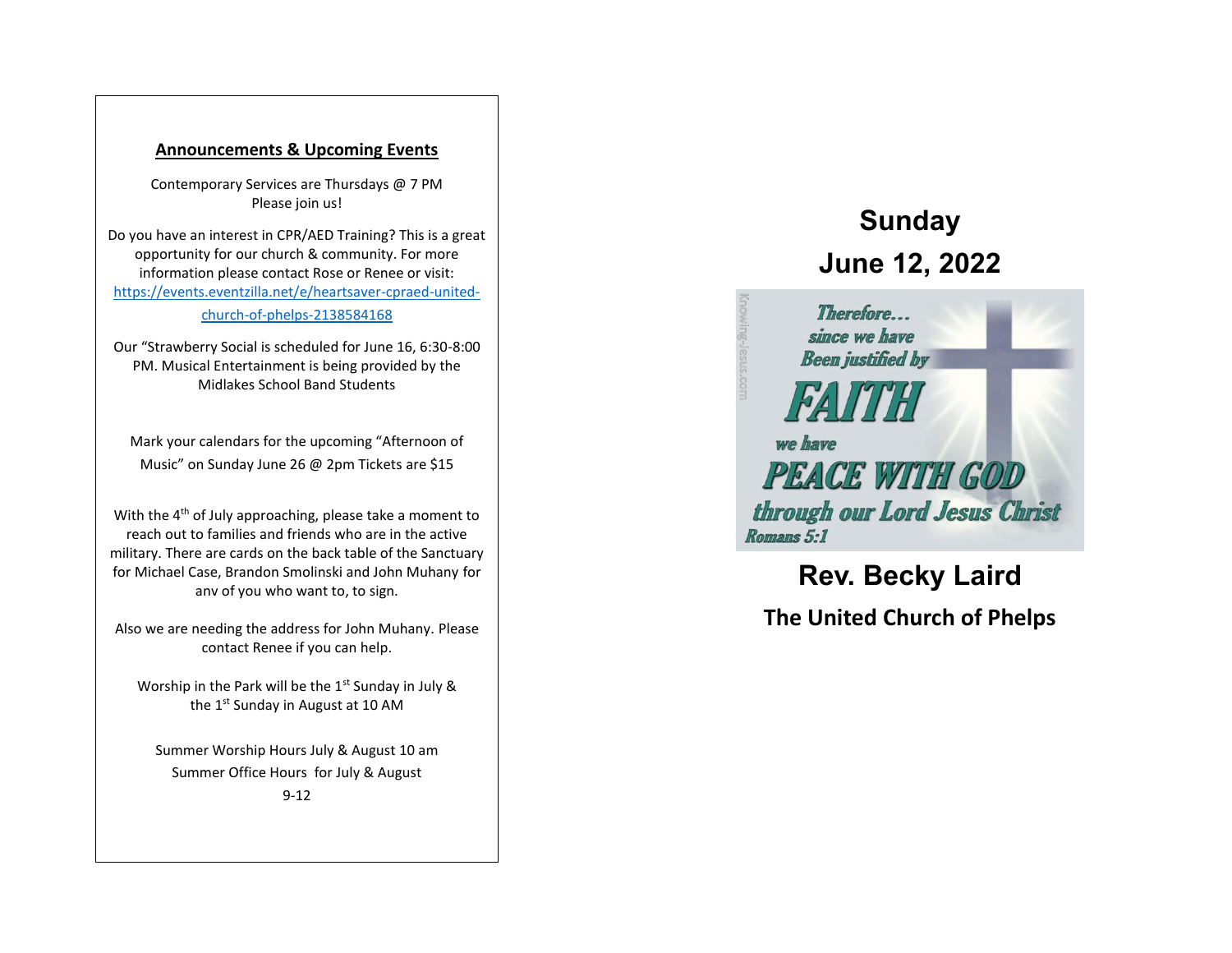## Announcements & Upcoming Events

Contemporary Services are Thursdays @ 7 PM
Please join us!

Do you have an interest in CPR/AED Training? This is a great opportunity for our church & community. For more information please contact Rose or Renee or visit: https://events.eventzilla.net/e/heartsaver-cpraed-united-church-of-phelps-2138584168

Our "Strawberry Social is scheduled for June 16, 6:30-8:00 PM. Musical Entertainment is being provided by the Midlakes School Band Students

Mark your calendars for the upcoming "Afternoon of Music" on Sunday June 26 @ 2pm Tickets are $15

With the 4th of July approaching, please take a moment to reach out to families and friends who are in the active military. There are cards on the back table of the Sanctuary for Michael Case, Brandon Smolinski and John Muhany for anv of you who want to, to sign.

Also we are needing the address for John Muhany. Please contact Renee if you can help.

Worship in the Park will be the 1st Sunday in July & the 1st Sunday in August at 10 AM

Summer Worship Hours July & August 10 am
Summer Office Hours for July & August
9-12

# Sunday
# June 12, 2022

Therefore... since we have Been justified by FAITH we have PEACE WITH GOD through our Lord Jesus Christ
Romans 5:1

# Rev. Becky Laird

## The United Church of Phelps